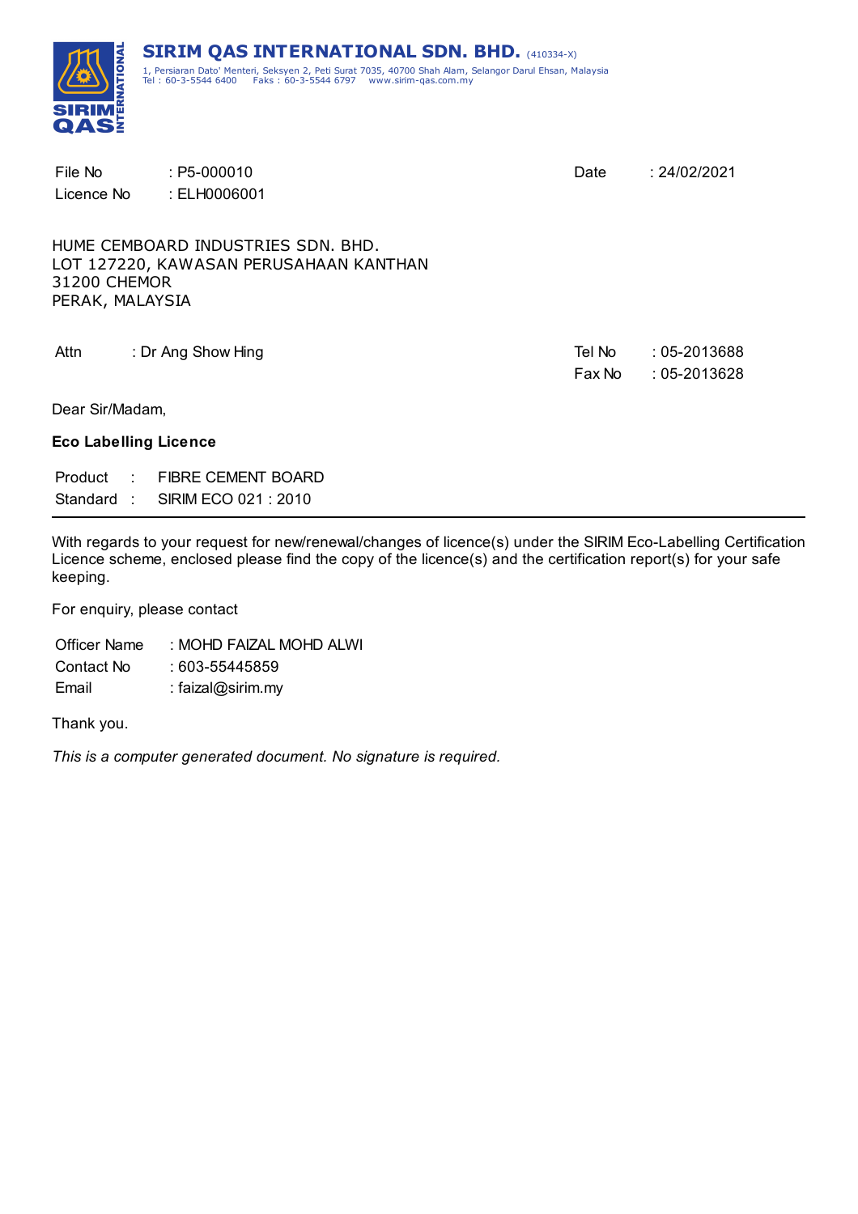**SIRIM QAS INTERNATIONAL SDN. BHD.** (410334-X)

1, Persiaran Dato' Menteri, Seksyen 2, Peti Surat 7035, 40700 Shah Alam, Selangor Darul Ehsan, Malaysia
Tel : 60-3-5544 6400 Faks : 60-3-5544 6797 www.sirim-qas.com.my

File No : P5-000010
Licence No : ELH0006001

Date : 24/02/2021

HUME CEMBOARD INDUSTRIES SDN. BHD.
LOT 127220, KAWASAN PERUSAHAAN KANTHAN
31200 CHEMOR
PERAK, MALAYSIA

Attn : Dr Ang Show Hing

Tel No : 05-2013688
Fax No : 05-2013628

Dear Sir/Madam,

**Eco Labelling Licence**

Product : FIBRE CEMENT BOARD
Standard : SIRIM ECO 021 : 2010

---

With regards to your request for new/renewal/changes of licence(s) under the SIRIM Eco-Labelling Certification Licence scheme, enclosed please find the copy of the licence(s) and the certification report(s) for your safe keeping.

For enquiry, please contact

Officer Name : MOHD FAIZAL MOHD ALWI
Contact No : 603-55445859
Email : faizal@sirim.my

Thank you.

*This is a computer generated document. No signature is required.*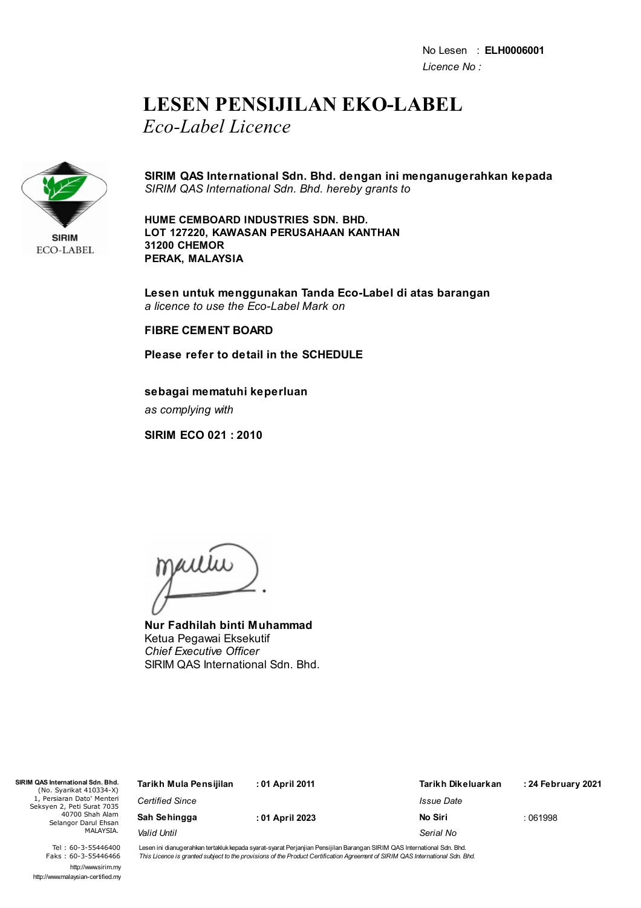No Lesen : **ELH0006001**
*Licence No :*

# LESEN PENSIJILAN EKO-LABEL
*Eco-Label Licence*

SIRIM
ECO-LABEL

**SIRIM QAS International Sdn. Bhd. dengan ini menganugerahkan kepada**
*SIRIM QAS International Sdn. Bhd. hereby grants to*

**HUME CEMBOARD INDUSTRIES SDN. BHD.**
**LOT 127220, KAWASAN PERUSAHAAN KANTHAN**
**31200 CHEMOR**
**PERAK, MALAYSIA**

**Lesen untuk menggunakan Tanda Eco-Label di atas barangan**
*a licence to use the Eco-Label Mark on*

**FIBRE CEMENT BOARD**

**Please refer to detail in the SCHEDULE**

**sebagai mematuhi keperluan**
*as complying with*

**SIRIM ECO 021 : 2010**

**Nur Fadhilah binti Muhammad**
Ketua Pegawai Eksekutif
*Chief Executive Officer*
SIRIM QAS International Sdn. Bhd.

**SIRIM QAS International Sdn. Bhd.**
(No. Syarikat 410334-X)
1, Persiaran Dato' Menteri
Seksyen 2, Peti Surat 7035
40700 Shah Alam
Selangor Darul Ehsan
MALAYSIA.

Tel : 60-3-55446400
Faks : 60-3-55446466
http://www.sirim.my
http://www.malaysian-certified.my

| | | | |
|---|---|---|---|
| **Tarikh Mula Pensijilan** *Certified Since* | **: 01 April 2011** | **Tarikh Dikeluarkan** *Issue Date* | **: 24 February 2021** |
| **Sah Sehingga** *Valid Until* | **: 01 April 2023** | **No Siri** *Serial No* | : 061998 |

Lesen ini dianugerahkan tertakluk kepada syarat-syarat Perjanjian Pensijilan Barangan SIRIM QAS International Sdn. Bhd.
*This Licence is granted subject to the provisions of the Product Certification Agreement of SIRIM QAS International Sdn. Bhd.*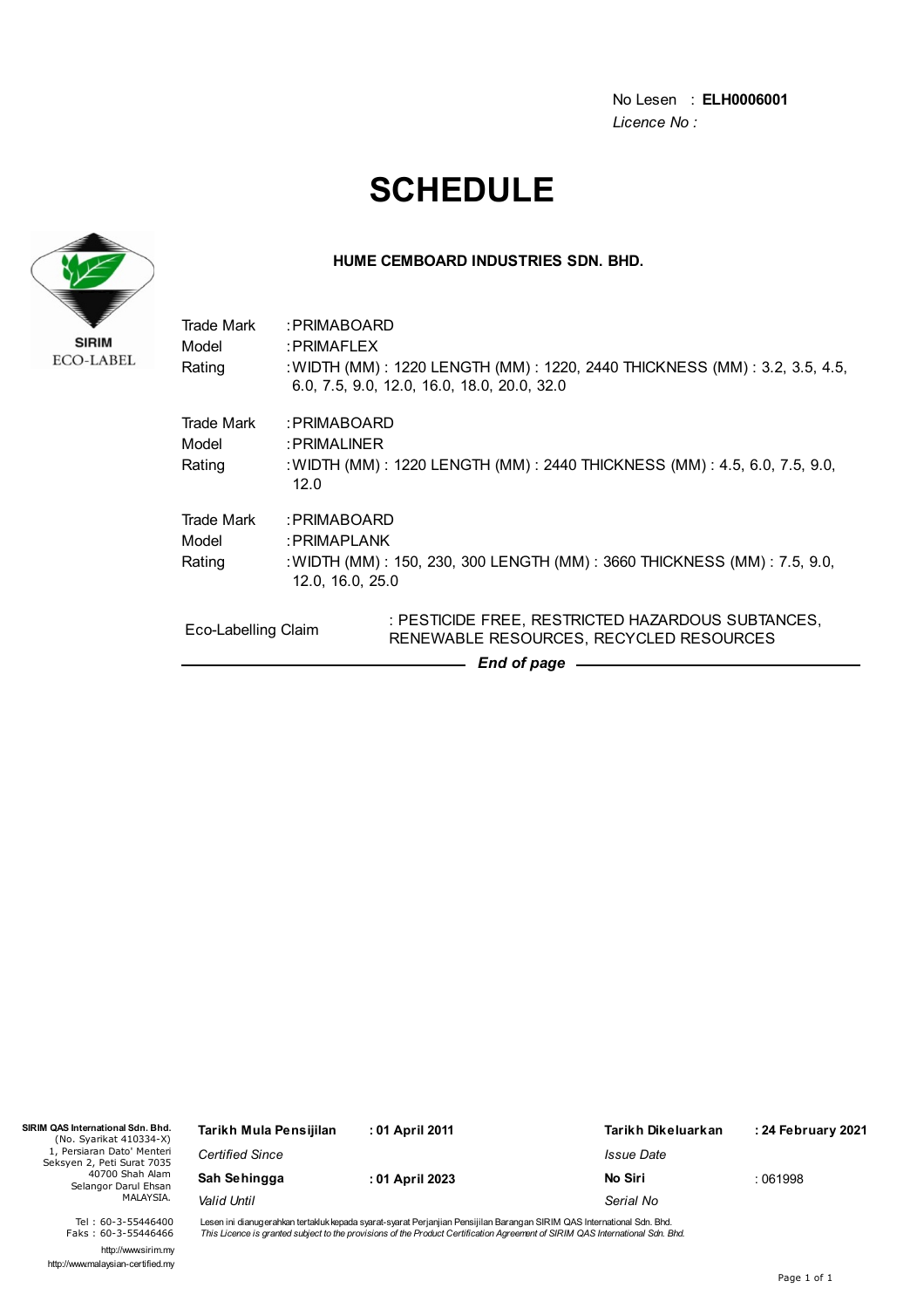No Lesen : **ELH0006001**
*Licence No :*

# SCHEDULE

SIRIM
ECO-LABEL

**HUME CEMBOARD INDUSTRIES SDN. BHD.**

| | |
|---|---|
| Trade Mark | : PRIMABOARD |
| Model | : PRIMAFLEX |
| Rating | : WIDTH (MM) : 1220 LENGTH (MM) : 1220, 2440 THICKNESS (MM) : 3.2, 3.5, 4.5, 6.0, 7.5, 9.0, 12.0, 16.0, 18.0, 20.0, 32.0 |

| | |
|---|---|
| Trade Mark | : PRIMABOARD |
| Model | : PRIMALINER |
| Rating | : WIDTH (MM) : 1220 LENGTH (MM) : 2440 THICKNESS (MM) : 4.5, 6.0, 7.5, 9.0, 12.0 |

| | |
|---|---|
| Trade Mark | : PRIMABOARD |
| Model | : PRIMAPLANK |
| Rating | : WIDTH (MM) : 150, 230, 300 LENGTH (MM) : 3660 THICKNESS (MM) : 7.5, 9.0, 12.0, 16.0, 25.0 |

Eco-Labelling Claim : PESTICIDE FREE, RESTRICTED HAZARDOUS SUBTANCES, RENEWABLE RESOURCES, RECYCLED RESOURCES

***End of page***

**SIRIM QAS International Sdn. Bhd.**
(No. Syarikat 410334-X)
1, Persiaran Dato' Menteri
Seksyen 2, Peti Surat 7035
40700 Shah Alam
Selangor Darul Ehsan
MALAYSIA.

Tel : 60-3-55446400
Faks : 60-3-55446466
http://www.sirim.my
http://www.malaysian-certified.my

| | | | |
|---|---|---|---|
| **Tarikh Mula Pensijilan** *Certified Since* | **: 01 April 2011** | **Tarikh Dikeluarkan** *Issue Date* | **: 24 February 2021** |
| **Sah Sehingga** *Valid Until* | **: 01 April 2023** | **No Siri** *Serial No* | : 061998 |

Lesen ini dianugerahkan tertakluk kepada syarat-syarat Perjanjian Pensijilan Barangan SIRIM QAS International Sdn. Bhd.
*This Licence is granted subject to the provisions of the Product Certification Agreement of SIRIM QAS International Sdn. Bhd.*